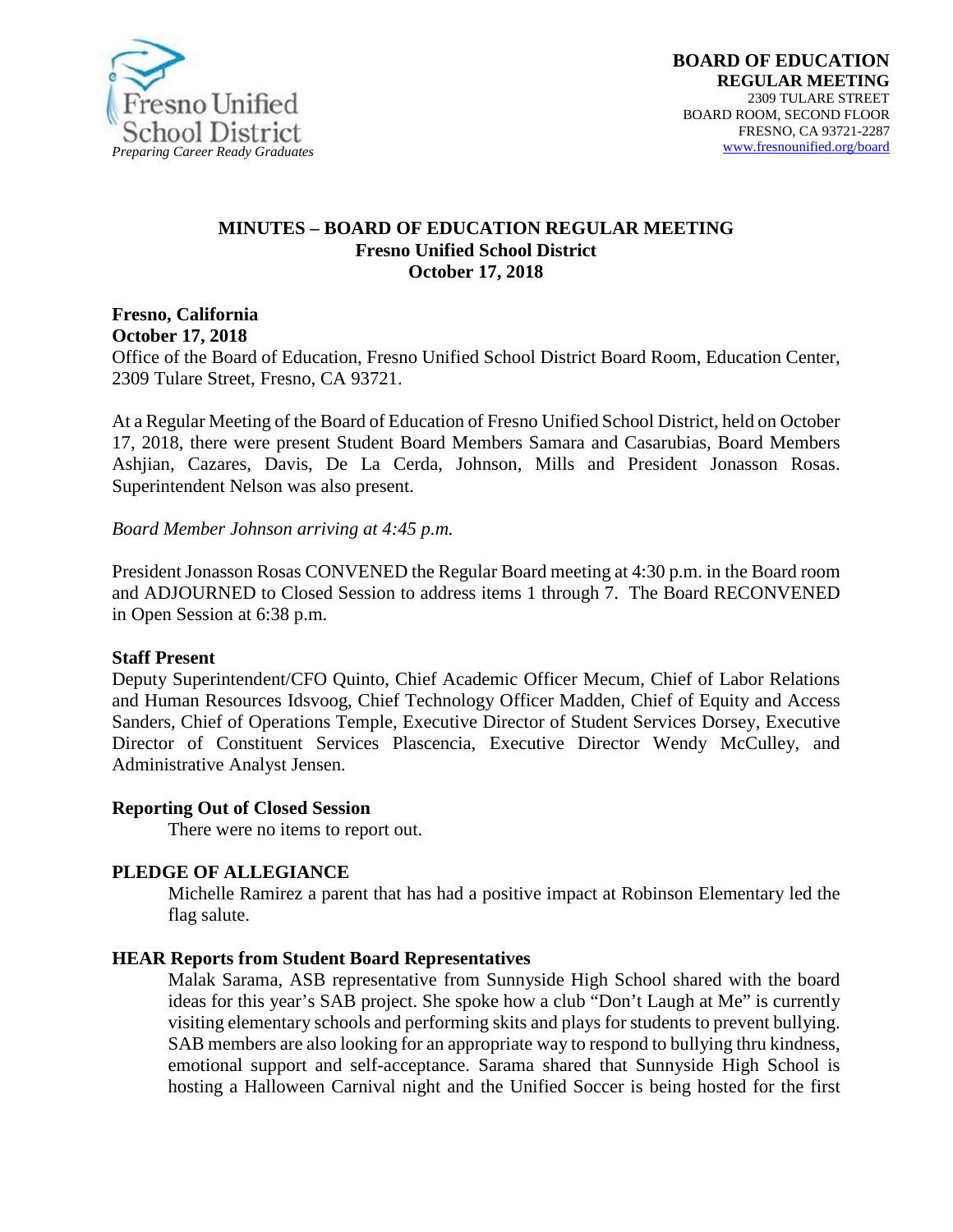Fresno Unified School District
*Preparing Career Ready Graduates*

**BOARD OF EDUCATION**
**REGULAR MEETING**
2309 TULARE STREET
BOARD ROOM, SECOND FLOOR
FRESNO, CA 93721-2287
www.fresnounified.org/board

## MINUTES – BOARD OF EDUCATION REGULAR MEETING
## Fresno Unified School District
## October 17, 2018

**Fresno, California**
**October 17, 2018**
Office of the Board of Education, Fresno Unified School District Board Room, Education Center, 2309 Tulare Street, Fresno, CA 93721.

At a Regular Meeting of the Board of Education of Fresno Unified School District, held on October 17, 2018, there were present Student Board Members Samara and Casarubias, Board Members Ashjian, Cazares, Davis, De La Cerda, Johnson, Mills and President Jonasson Rosas. Superintendent Nelson was also present.

*Board Member Johnson arriving at 4:45 p.m.*

President Jonasson Rosas CONVENED the Regular Board meeting at 4:30 p.m. in the Board room and ADJOURNED to Closed Session to address items 1 through 7. The Board RECONVENED in Open Session at 6:38 p.m.

**Staff Present**
Deputy Superintendent/CFO Quinto, Chief Academic Officer Mecum, Chief of Labor Relations and Human Resources Idsvoog, Chief Technology Officer Madden, Chief of Equity and Access Sanders, Chief of Operations Temple, Executive Director of Student Services Dorsey, Executive Director of Constituent Services Plascencia, Executive Director Wendy McCulley, and Administrative Analyst Jensen.

**Reporting Out of Closed Session**

There were no items to report out.

**PLEDGE OF ALLEGIANCE**

Michelle Ramirez a parent that has had a positive impact at Robinson Elementary led the flag salute.

**HEAR Reports from Student Board Representatives**

Malak Sarama, ASB representative from Sunnyside High School shared with the board ideas for this year's SAB project. She spoke how a club "Don't Laugh at Me" is currently visiting elementary schools and performing skits and plays for students to prevent bullying. SAB members are also looking for an appropriate way to respond to bullying thru kindness, emotional support and self-acceptance. Sarama shared that Sunnyside High School is hosting a Halloween Carnival night and the Unified Soccer is being hosted for the first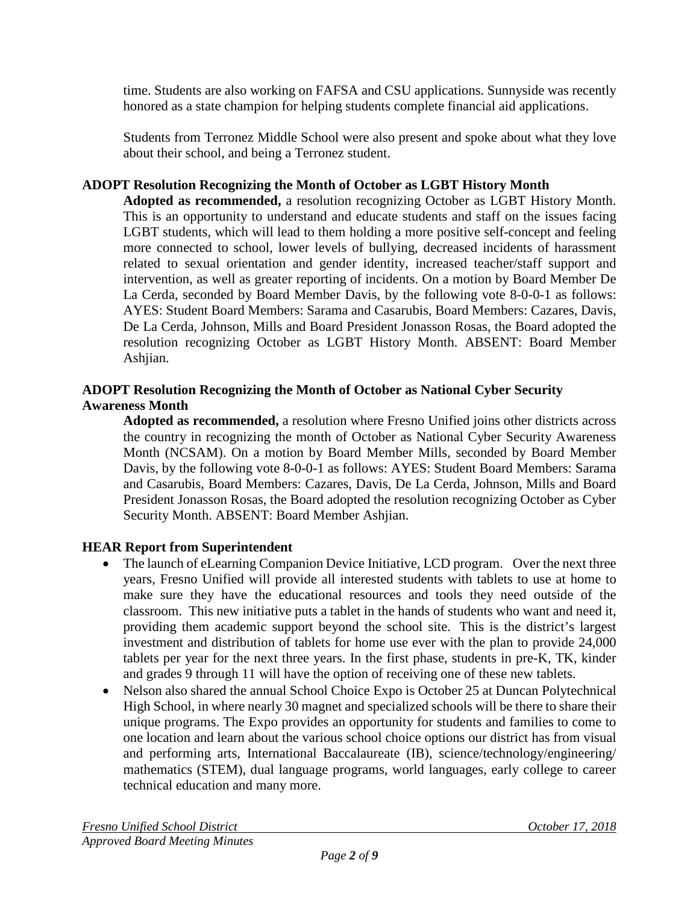time. Students are also working on FAFSA and CSU applications. Sunnyside was recently honored as a state champion for helping students complete financial aid applications.

Students from Terronez Middle School were also present and spoke about what they love about their school, and being a Terronez student.

**ADOPT Resolution Recognizing the Month of October as LGBT History Month**

**Adopted as recommended,** a resolution recognizing October as LGBT History Month. This is an opportunity to understand and educate students and staff on the issues facing LGBT students, which will lead to them holding a more positive self-concept and feeling more connected to school, lower levels of bullying, decreased incidents of harassment related to sexual orientation and gender identity, increased teacher/staff support and intervention, as well as greater reporting of incidents. On a motion by Board Member De La Cerda, seconded by Board Member Davis, by the following vote 8-0-0-1 as follows: AYES: Student Board Members: Sarama and Casarubis, Board Members: Cazares, Davis, De La Cerda, Johnson, Mills and Board President Jonasson Rosas, the Board adopted the resolution recognizing October as LGBT History Month. ABSENT: Board Member Ashjian.

**ADOPT Resolution Recognizing the Month of October as National Cyber Security Awareness Month**

**Adopted as recommended,** a resolution where Fresno Unified joins other districts across the country in recognizing the month of October as National Cyber Security Awareness Month (NCSAM). On a motion by Board Member Mills, seconded by Board Member Davis, by the following vote 8-0-0-1 as follows: AYES: Student Board Members: Sarama and Casarubis, Board Members: Cazares, Davis, De La Cerda, Johnson, Mills and Board President Jonasson Rosas, the Board adopted the resolution recognizing October as Cyber Security Month. ABSENT: Board Member Ashjian.

**HEAR Report from Superintendent**

- The launch of eLearning Companion Device Initiative, LCD program. Over the next three years, Fresno Unified will provide all interested students with tablets to use at home to make sure they have the educational resources and tools they need outside of the classroom. This new initiative puts a tablet in the hands of students who want and need it, providing them academic support beyond the school site. This is the district's largest investment and distribution of tablets for home use ever with the plan to provide 24,000 tablets per year for the next three years. In the first phase, students in pre-K, TK, kinder and grades 9 through 11 will have the option of receiving one of these new tablets.
- Nelson also shared the annual School Choice Expo is October 25 at Duncan Polytechnical High School, in where nearly 30 magnet and specialized schools will be there to share their unique programs. The Expo provides an opportunity for students and families to come to one location and learn about the various school choice options our district has from visual and performing arts, International Baccalaureate (IB), science/technology/engineering/mathematics (STEM), dual language programs, world languages, early college to career technical education and many more.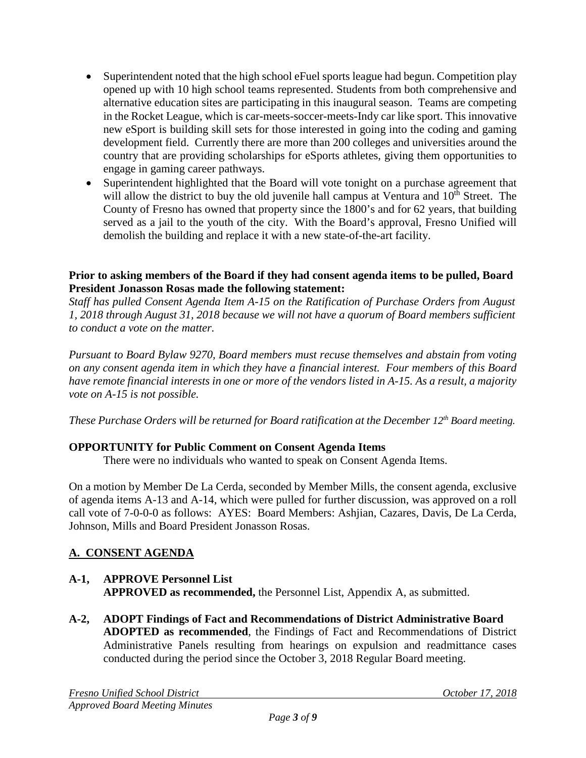- Superintendent noted that the high school eFuel sports league had begun. Competition play opened up with 10 high school teams represented. Students from both comprehensive and alternative education sites are participating in this inaugural season. Teams are competing in the Rocket League, which is car-meets-soccer-meets-Indy car like sport. This innovative new eSport is building skill sets for those interested in going into the coding and gaming development field. Currently there are more than 200 colleges and universities around the country that are providing scholarships for eSports athletes, giving them opportunities to engage in gaming career pathways.
- Superintendent highlighted that the Board will vote tonight on a purchase agreement that will allow the district to buy the old juvenile hall campus at Ventura and 10th Street. The County of Fresno has owned that property since the 1800's and for 62 years, that building served as a jail to the youth of the city. With the Board's approval, Fresno Unified will demolish the building and replace it with a new state-of-the-art facility.

**Prior to asking members of the Board if they had consent agenda items to be pulled, Board President Jonasson Rosas made the following statement:**

*Staff has pulled Consent Agenda Item A-15 on the Ratification of Purchase Orders from August 1, 2018 through August 31, 2018 because we will not have a quorum of Board members sufficient to conduct a vote on the matter.*

*Pursuant to Board Bylaw 9270, Board members must recuse themselves and abstain from voting on any consent agenda item in which they have a financial interest. Four members of this Board have remote financial interests in one or more of the vendors listed in A-15. As a result, a majority vote on A-15 is not possible.*

*These Purchase Orders will be returned for Board ratification at the December 12th Board meeting.*

**OPPORTUNITY for Public Comment on Consent Agenda Items**

There were no individuals who wanted to speak on Consent Agenda Items.

On a motion by Member De La Cerda, seconded by Member Mills, the consent agenda, exclusive of agenda items A-13 and A-14, which were pulled for further discussion, was approved on a roll call vote of 7-0-0-0 as follows: AYES: Board Members: Ashjian, Cazares, Davis, De La Cerda, Johnson, Mills and Board President Jonasson Rosas.

## A. CONSENT AGENDA

**A-1, APPROVE Personnel List**
**APPROVED as recommended,** the Personnel List, Appendix A, as submitted.

**A-2, ADOPT Findings of Fact and Recommendations of District Administrative Board**
**ADOPTED as recommended**, the Findings of Fact and Recommendations of District Administrative Panels resulting from hearings on expulsion and readmittance cases conducted during the period since the October 3, 2018 Regular Board meeting.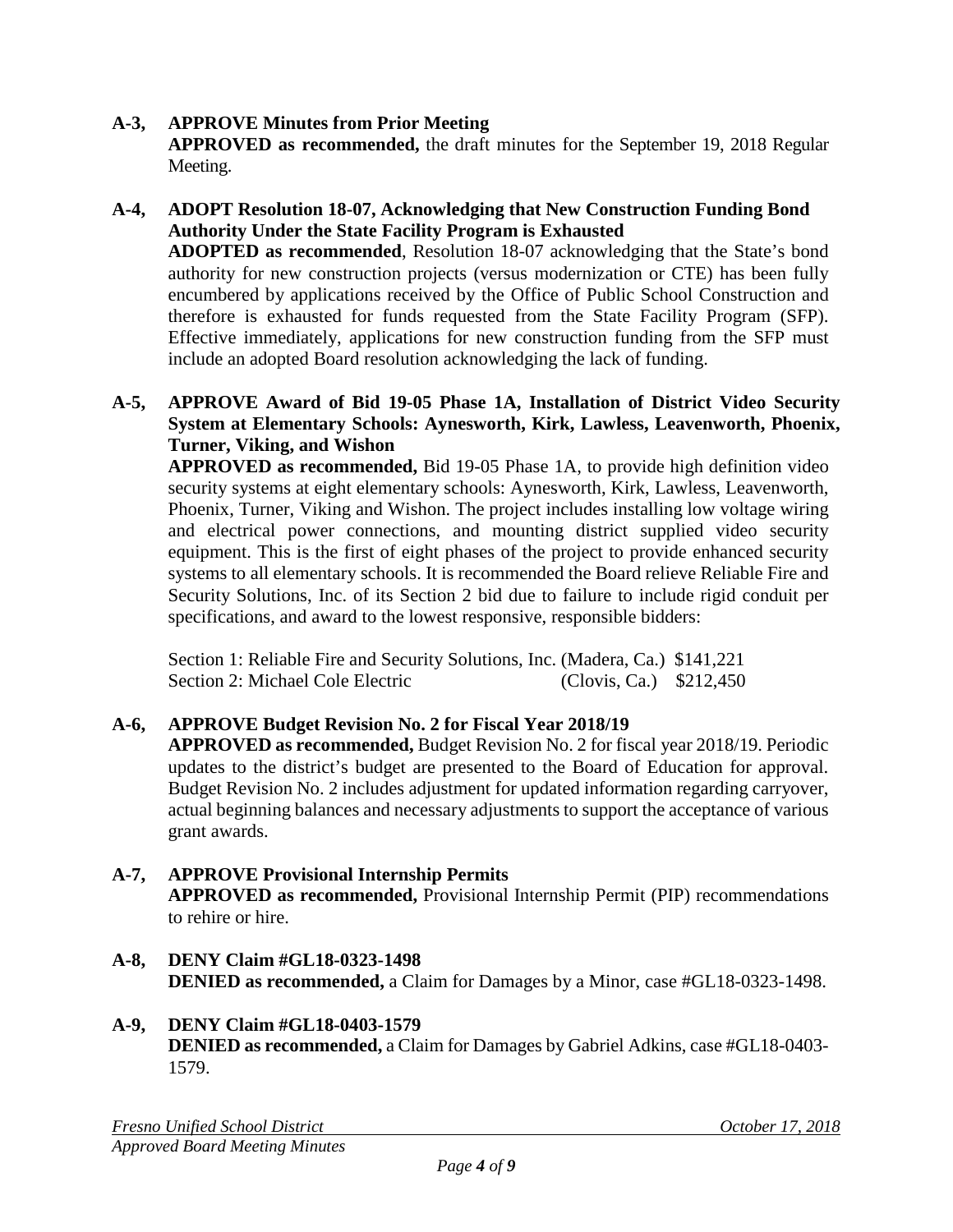**A-3, APPROVE Minutes from Prior Meeting**
**APPROVED as recommended,** the draft minutes for the September 19, 2018 Regular Meeting.

**A-4, ADOPT Resolution 18-07, Acknowledging that New Construction Funding Bond Authority Under the State Facility Program is Exhausted**
**ADOPTED as recommended**, Resolution 18-07 acknowledging that the State's bond authority for new construction projects (versus modernization or CTE) has been fully encumbered by applications received by the Office of Public School Construction and therefore is exhausted for funds requested from the State Facility Program (SFP). Effective immediately, applications for new construction funding from the SFP must include an adopted Board resolution acknowledging the lack of funding.

**A-5, APPROVE Award of Bid 19-05 Phase 1A, Installation of District Video Security System at Elementary Schools: Aynesworth, Kirk, Lawless, Leavenworth, Phoenix, Turner, Viking, and Wishon**
**APPROVED as recommended,** Bid 19-05 Phase 1A, to provide high definition video security systems at eight elementary schools: Aynesworth, Kirk, Lawless, Leavenworth, Phoenix, Turner, Viking and Wishon. The project includes installing low voltage wiring and electrical power connections, and mounting district supplied video security equipment. This is the first of eight phases of the project to provide enhanced security systems to all elementary schools. It is recommended the Board relieve Reliable Fire and Security Solutions, Inc. of its Section 2 bid due to failure to include rigid conduit per specifications, and award to the lowest responsive, responsible bidders:

| | | |
|---|---|---|
| Section 1: Reliable Fire and Security Solutions, Inc. | (Madera, Ca.) | $141,221 |
| Section 2: Michael Cole Electric | (Clovis, Ca.) | $212,450 |

**A-6, APPROVE Budget Revision No. 2 for Fiscal Year 2018/19**
**APPROVED as recommended,** Budget Revision No. 2 for fiscal year 2018/19. Periodic updates to the district's budget are presented to the Board of Education for approval. Budget Revision No. 2 includes adjustment for updated information regarding carryover, actual beginning balances and necessary adjustments to support the acceptance of various grant awards.

**A-7, APPROVE Provisional Internship Permits**
**APPROVED as recommended,** Provisional Internship Permit (PIP) recommendations to rehire or hire.

**A-8, DENY Claim #GL18-0323-1498**
**DENIED as recommended,** a Claim for Damages by a Minor, case #GL18-0323-1498.

**A-9, DENY Claim #GL18-0403-1579**
**DENIED as recommended,** a Claim for Damages by Gabriel Adkins, case #GL18-0403-1579.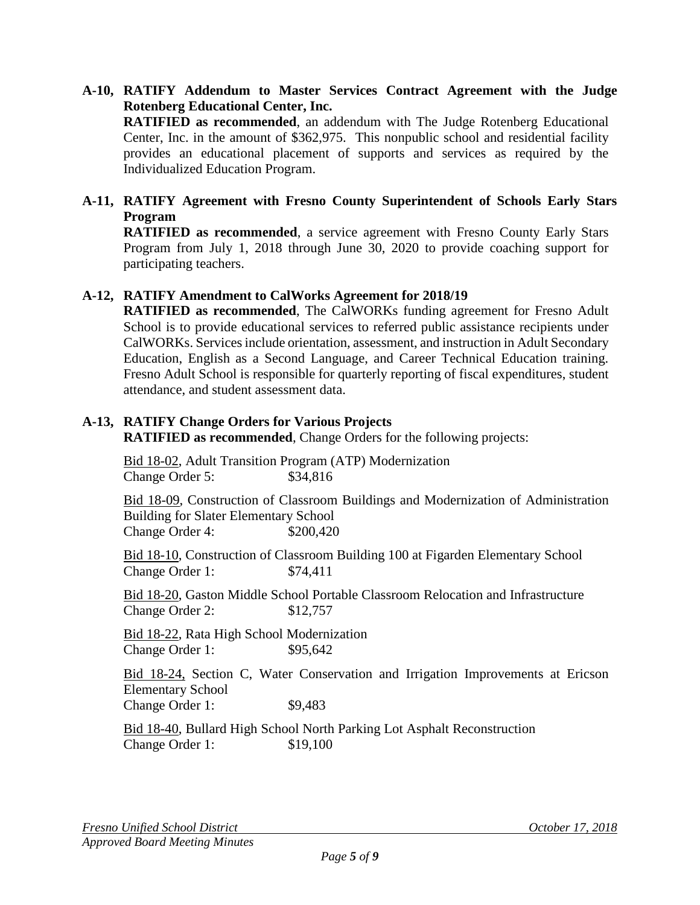**A-10, RATIFY Addendum to Master Services Contract Agreement with the Judge Rotenberg Educational Center, Inc.**

**RATIFIED as recommended**, an addendum with The Judge Rotenberg Educational Center, Inc. in the amount of $362,975. This nonpublic school and residential facility provides an educational placement of supports and services as required by the Individualized Education Program.

**A-11, RATIFY Agreement with Fresno County Superintendent of Schools Early Stars Program**

**RATIFIED as recommended**, a service agreement with Fresno County Early Stars Program from July 1, 2018 through June 30, 2020 to provide coaching support for participating teachers.

**A-12, RATIFY Amendment to CalWorks Agreement for 2018/19**

**RATIFIED as recommended**, The CalWORKs funding agreement for Fresno Adult School is to provide educational services to referred public assistance recipients under CalWORKs. Services include orientation, assessment, and instruction in Adult Secondary Education, English as a Second Language, and Career Technical Education training. Fresno Adult School is responsible for quarterly reporting of fiscal expenditures, student attendance, and student assessment data.

**A-13, RATIFY Change Orders for Various Projects**

**RATIFIED as recommended**, Change Orders for the following projects:

Bid 18-02, Adult Transition Program (ATP) Modernization
Change Order 5: $34,816

Bid 18-09, Construction of Classroom Buildings and Modernization of Administration Building for Slater Elementary School
Change Order 4: $200,420

Bid 18-10, Construction of Classroom Building 100 at Figarden Elementary School
Change Order 1: $74,411

Bid 18-20, Gaston Middle School Portable Classroom Relocation and Infrastructure
Change Order 2: $12,757

Bid 18-22, Rata High School Modernization
Change Order 1: $95,642

Bid 18-24, Section C, Water Conservation and Irrigation Improvements at Ericson Elementary School
Change Order 1: $9,483

Bid 18-40, Bullard High School North Parking Lot Asphalt Reconstruction
Change Order 1: $19,100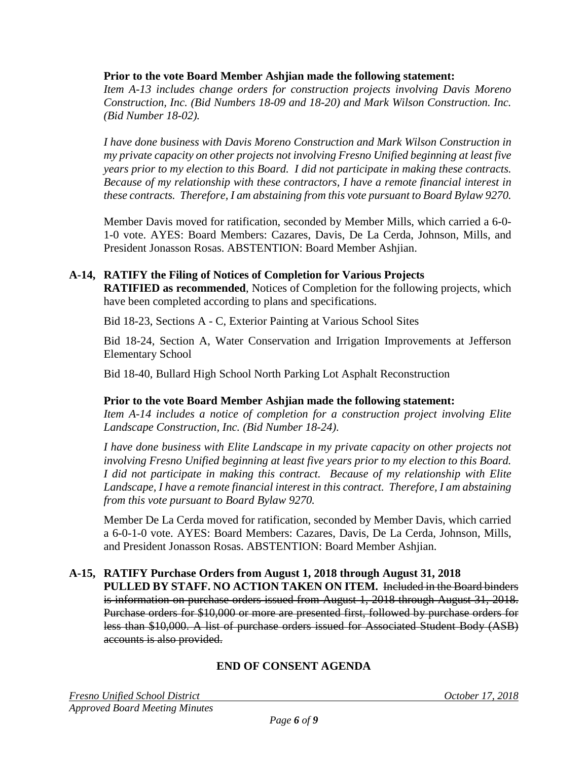**Prior to the vote Board Member Ashjian made the following statement:**
*Item A-13 includes change orders for construction projects involving Davis Moreno Construction, Inc. (Bid Numbers 18-09 and 18-20) and Mark Wilson Construction. Inc. (Bid Number 18-02).*

*I have done business with Davis Moreno Construction and Mark Wilson Construction in my private capacity on other projects not involving Fresno Unified beginning at least five years prior to my election to this Board. I did not participate in making these contracts. Because of my relationship with these contractors, I have a remote financial interest in these contracts. Therefore, I am abstaining from this vote pursuant to Board Bylaw 9270.*

Member Davis moved for ratification, seconded by Member Mills, which carried a 6-0-1-0 vote. AYES: Board Members: Cazares, Davis, De La Cerda, Johnson, Mills, and President Jonasson Rosas. ABSTENTION: Board Member Ashjian.

**A-14, RATIFY the Filing of Notices of Completion for Various Projects**
**RATIFIED as recommended**, Notices of Completion for the following projects, which have been completed according to plans and specifications.

Bid 18-23, Sections A - C, Exterior Painting at Various School Sites

Bid 18-24, Section A, Water Conservation and Irrigation Improvements at Jefferson Elementary School

Bid 18-40, Bullard High School North Parking Lot Asphalt Reconstruction

**Prior to the vote Board Member Ashjian made the following statement:**
*Item A-14 includes a notice of completion for a construction project involving Elite Landscape Construction, Inc. (Bid Number 18-24).*

*I have done business with Elite Landscape in my private capacity on other projects not involving Fresno Unified beginning at least five years prior to my election to this Board. I did not participate in making this contract. Because of my relationship with Elite Landscape, I have a remote financial interest in this contract. Therefore, I am abstaining from this vote pursuant to Board Bylaw 9270.*

Member De La Cerda moved for ratification, seconded by Member Davis, which carried a 6-0-1-0 vote. AYES: Board Members: Cazares, Davis, De La Cerda, Johnson, Mills, and President Jonasson Rosas. ABSTENTION: Board Member Ashjian.

**A-15, RATIFY Purchase Orders from August 1, 2018 through August 31, 2018**
**PULLED BY STAFF. NO ACTION TAKEN ON ITEM.** ~~Included in the Board binders is information on purchase orders issued from August 1, 2018 through August 31, 2018. Purchase orders for $10,000 or more are presented first, followed by purchase orders for less than $10,000. A list of purchase orders issued for Associated Student Body (ASB) accounts is also provided.~~

**END OF CONSENT AGENDA**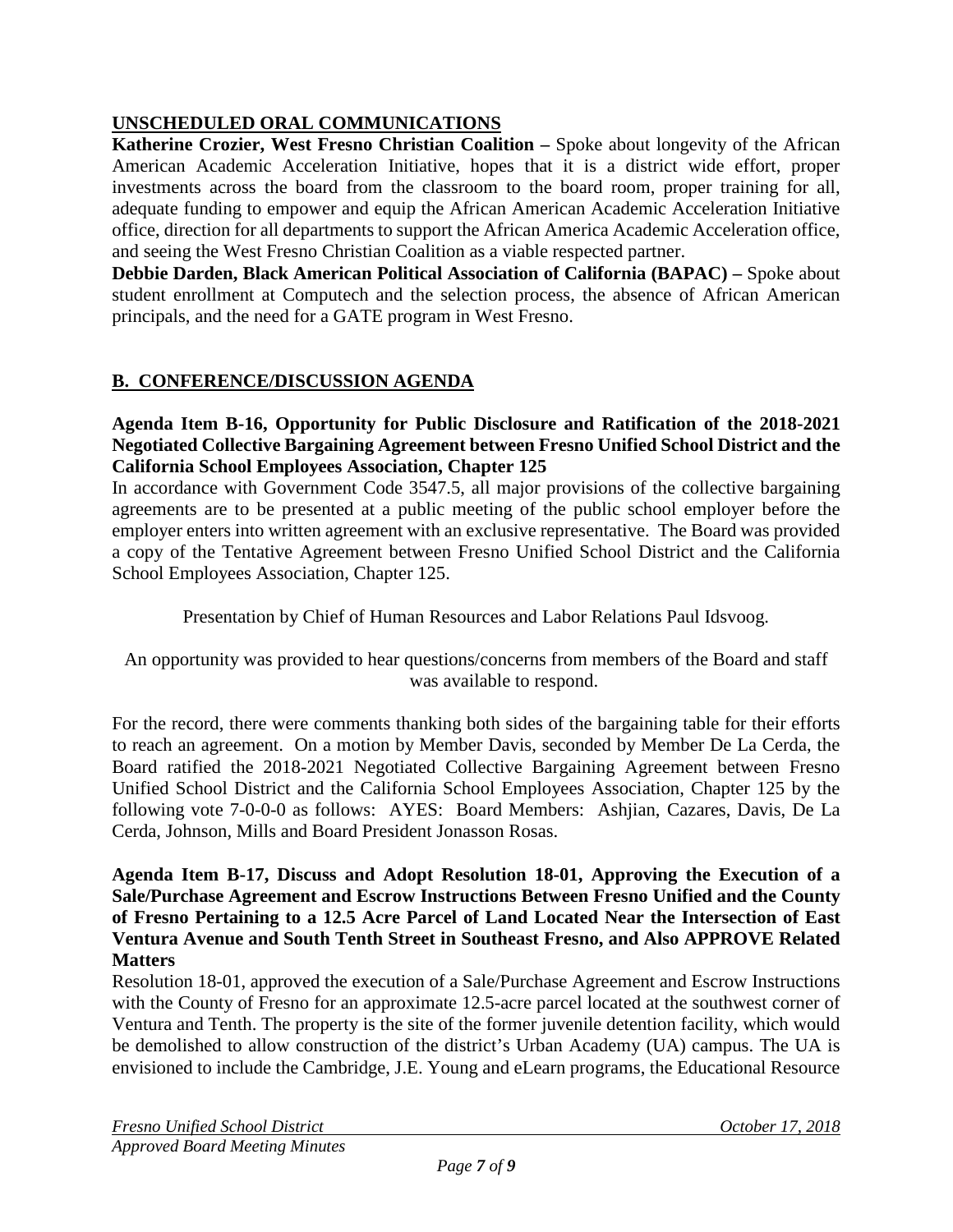## UNSCHEDULED ORAL COMMUNICATIONS

**Katherine Crozier, West Fresno Christian Coalition –** Spoke about longevity of the African American Academic Acceleration Initiative, hopes that it is a district wide effort, proper investments across the board from the classroom to the board room, proper training for all, adequate funding to empower and equip the African American Academic Acceleration Initiative office, direction for all departments to support the African America Academic Acceleration office, and seeing the West Fresno Christian Coalition as a viable respected partner.

**Debbie Darden, Black American Political Association of California (BAPAC) –** Spoke about student enrollment at Computech and the selection process, the absence of African American principals, and the need for a GATE program in West Fresno.

## B. CONFERENCE/DISCUSSION AGENDA

**Agenda Item B-16, Opportunity for Public Disclosure and Ratification of the 2018-2021 Negotiated Collective Bargaining Agreement between Fresno Unified School District and the California School Employees Association, Chapter 125**

In accordance with Government Code 3547.5, all major provisions of the collective bargaining agreements are to be presented at a public meeting of the public school employer before the employer enters into written agreement with an exclusive representative. The Board was provided a copy of the Tentative Agreement between Fresno Unified School District and the California School Employees Association, Chapter 125.

Presentation by Chief of Human Resources and Labor Relations Paul Idsvoog.

An opportunity was provided to hear questions/concerns from members of the Board and staff was available to respond.

For the record, there were comments thanking both sides of the bargaining table for their efforts to reach an agreement. On a motion by Member Davis, seconded by Member De La Cerda, the Board ratified the 2018-2021 Negotiated Collective Bargaining Agreement between Fresno Unified School District and the California School Employees Association, Chapter 125 by the following vote 7-0-0-0 as follows: AYES: Board Members: Ashjian, Cazares, Davis, De La Cerda, Johnson, Mills and Board President Jonasson Rosas.

**Agenda Item B-17, Discuss and Adopt Resolution 18-01, Approving the Execution of a Sale/Purchase Agreement and Escrow Instructions Between Fresno Unified and the County of Fresno Pertaining to a 12.5 Acre Parcel of Land Located Near the Intersection of East Ventura Avenue and South Tenth Street in Southeast Fresno, and Also APPROVE Related Matters**

Resolution 18-01, approved the execution of a Sale/Purchase Agreement and Escrow Instructions with the County of Fresno for an approximate 12.5-acre parcel located at the southwest corner of Ventura and Tenth. The property is the site of the former juvenile detention facility, which would be demolished to allow construction of the district's Urban Academy (UA) campus. The UA is envisioned to include the Cambridge, J.E. Young and eLearn programs, the Educational Resource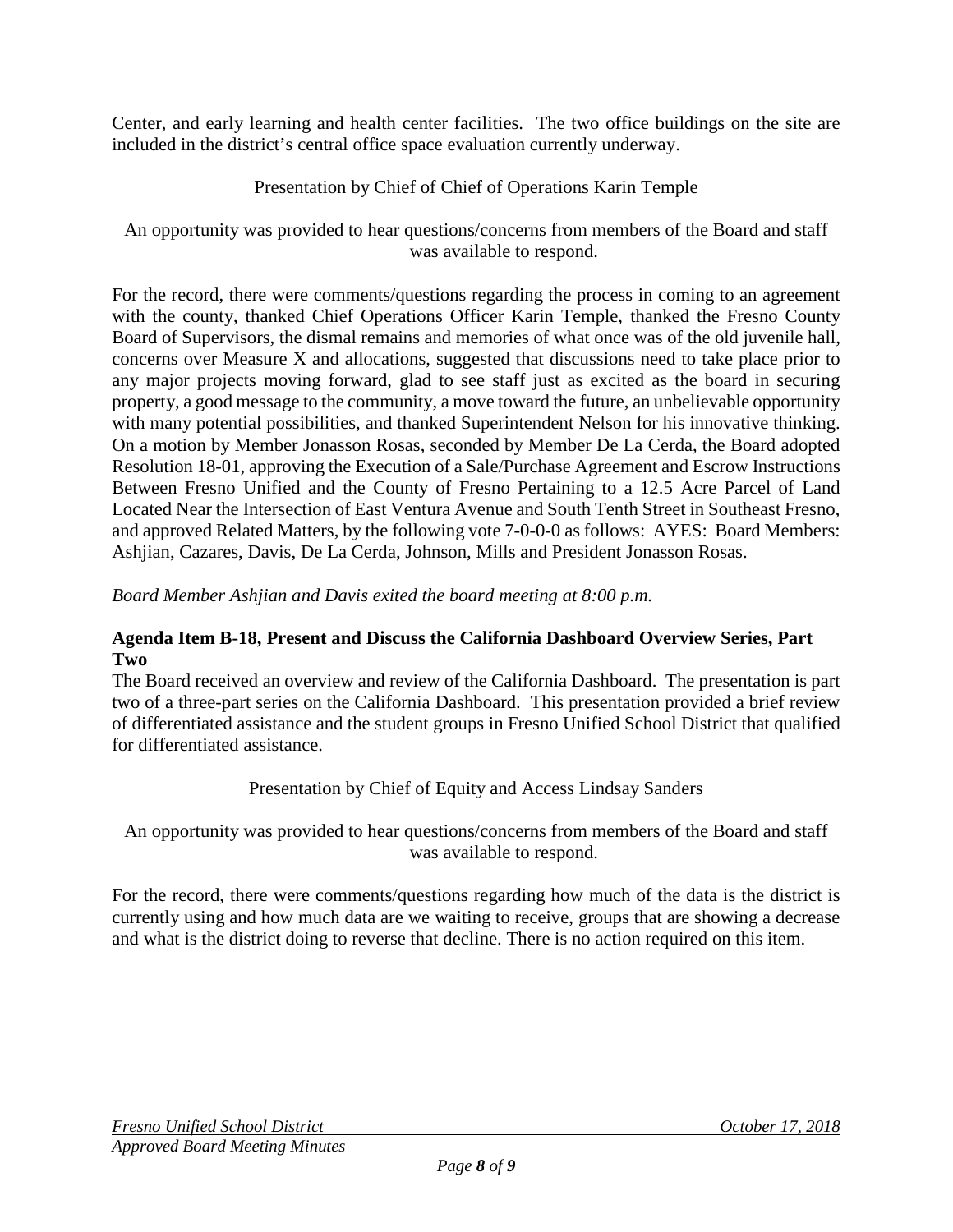Center, and early learning and health center facilities. The two office buildings on the site are included in the district's central office space evaluation currently underway.

Presentation by Chief of Chief of Operations Karin Temple

An opportunity was provided to hear questions/concerns from members of the Board and staff was available to respond.

For the record, there were comments/questions regarding the process in coming to an agreement with the county, thanked Chief Operations Officer Karin Temple, thanked the Fresno County Board of Supervisors, the dismal remains and memories of what once was of the old juvenile hall, concerns over Measure X and allocations, suggested that discussions need to take place prior to any major projects moving forward, glad to see staff just as excited as the board in securing property, a good message to the community, a move toward the future, an unbelievable opportunity with many potential possibilities, and thanked Superintendent Nelson for his innovative thinking. On a motion by Member Jonasson Rosas, seconded by Member De La Cerda, the Board adopted Resolution 18-01, approving the Execution of a Sale/Purchase Agreement and Escrow Instructions Between Fresno Unified and the County of Fresno Pertaining to a 12.5 Acre Parcel of Land Located Near the Intersection of East Ventura Avenue and South Tenth Street in Southeast Fresno, and approved Related Matters, by the following vote 7-0-0-0 as follows: AYES: Board Members: Ashjian, Cazares, Davis, De La Cerda, Johnson, Mills and President Jonasson Rosas.

*Board Member Ashjian and Davis exited the board meeting at 8:00 p.m.*

**Agenda Item B-18, Present and Discuss the California Dashboard Overview Series, Part Two**

The Board received an overview and review of the California Dashboard. The presentation is part two of a three-part series on the California Dashboard. This presentation provided a brief review of differentiated assistance and the student groups in Fresno Unified School District that qualified for differentiated assistance.

Presentation by Chief of Equity and Access Lindsay Sanders

An opportunity was provided to hear questions/concerns from members of the Board and staff was available to respond.

For the record, there were comments/questions regarding how much of the data is the district is currently using and how much data are we waiting to receive, groups that are showing a decrease and what is the district doing to reverse that decline. There is no action required on this item.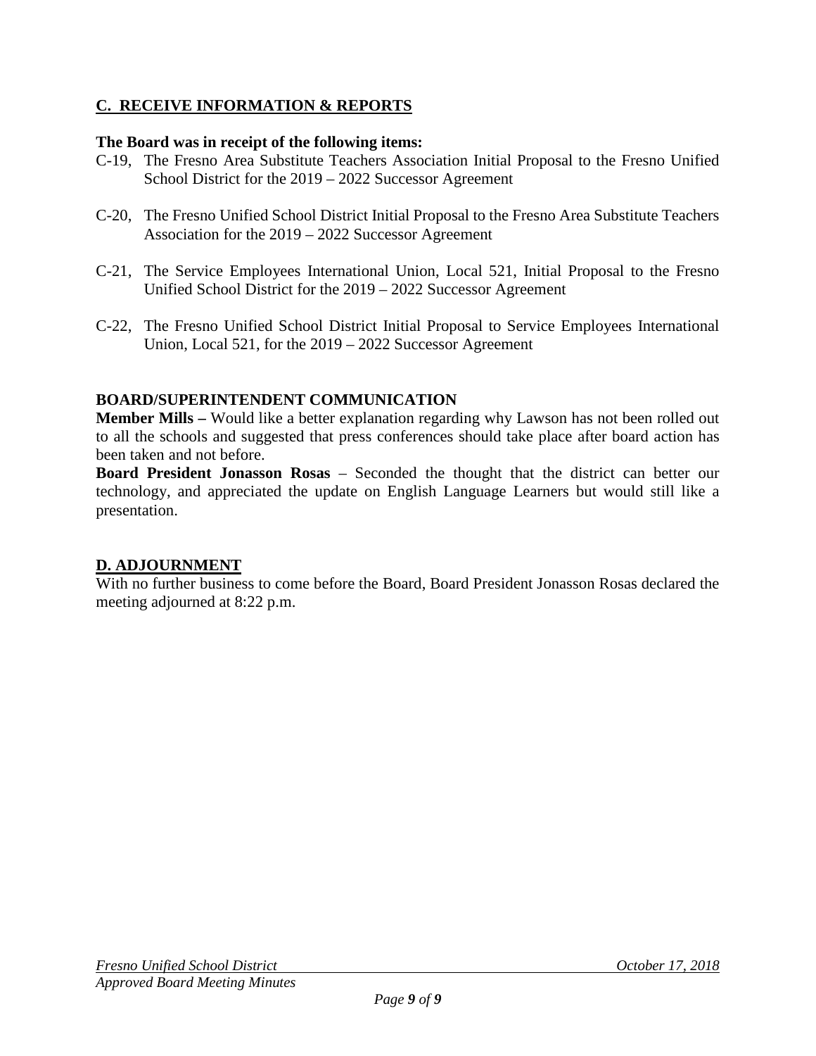## C. RECEIVE INFORMATION & REPORTS

**The Board was in receipt of the following items:**

C-19, The Fresno Area Substitute Teachers Association Initial Proposal to the Fresno Unified School District for the 2019 – 2022 Successor Agreement

C-20, The Fresno Unified School District Initial Proposal to the Fresno Area Substitute Teachers Association for the 2019 – 2022 Successor Agreement

C-21, The Service Employees International Union, Local 521, Initial Proposal to the Fresno Unified School District for the 2019 – 2022 Successor Agreement

C-22, The Fresno Unified School District Initial Proposal to Service Employees International Union, Local 521, for the 2019 – 2022 Successor Agreement

### BOARD/SUPERINTENDENT COMMUNICATION

**Member Mills –** Would like a better explanation regarding why Lawson has not been rolled out to all the schools and suggested that press conferences should take place after board action has been taken and not before.

**Board President Jonasson Rosas** – Seconded the thought that the district can better our technology, and appreciated the update on English Language Learners but would still like a presentation.

## D. ADJOURNMENT

With no further business to come before the Board, Board President Jonasson Rosas declared the meeting adjourned at 8:22 p.m.